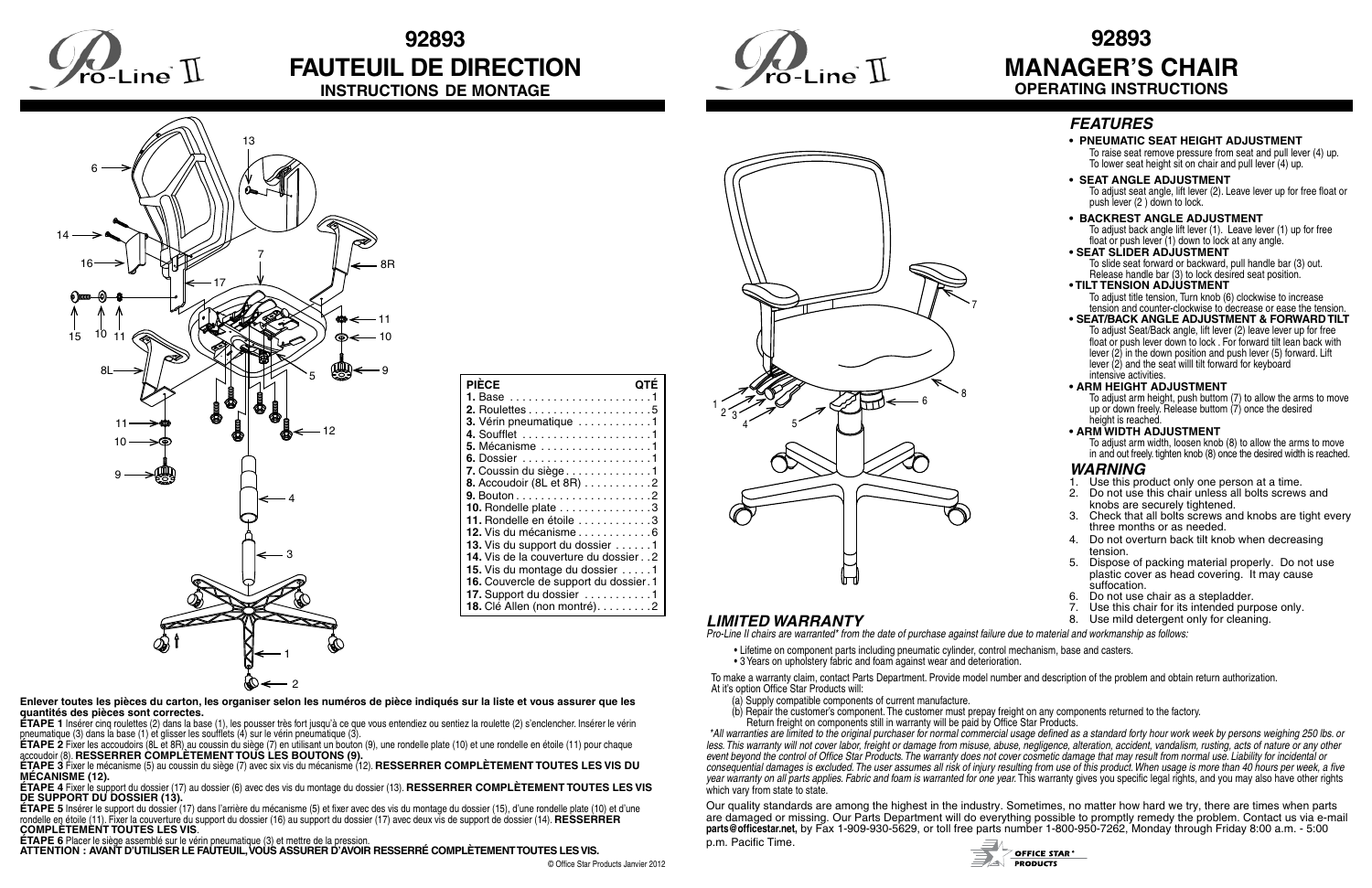# 92893 FAUTEUIL DE DIRECTION

## INSTRUCTIONS DE MONTAGE

| PIÈCE | QTÉ |
|---|---|
| 1. Base | 1 |
| 2. Roulettes | 5 |
| 3. Vérin pneumatique | 1 |
| 4. Soufflet | 1 |
| 5. Mécanisme | 1 |
| 6. Dossier | 1 |
| 7. Coussin du siège | 1 |
| 8. Accoudoir (8L et 8R) | 2 |
| 9. Bouton | 2 |
| 10. Rondelle plate | 3 |
| 11. Rondelle en étoile | 3 |
| 12. Vis du mécanisme | 6 |
| 13. Vis du support du dossier | 1 |
| 14. Vis de la couverture du dossier | 2 |
| 15. Vis du montage du dossier | 1 |
| 16. Couvercle de support du dossier | 1 |
| 17. Support du dossier | 1 |
| 18. Clé Allen (non montré) | 2 |

**Enlever toutes les pièces du carton, les organiser selon les numéros de pièce indiqués sur la liste et vous assurer que les quantités des pièces sont correctes.**

**ÉTAPE 1** Insérer cinq roulettes (2) dans la base (1), les pousser très fort jusqu'à ce que vous entendiez ou sentiez la roulette (2) s'enclencher. Insérer le vérin pneumatique (3) dans la base (1) et glisser les soufflets (4) sur le vérin pneumatique (3).

**ÉTAPE 2** Fixer les accoudoirs (8L et 8R) au coussin du siège (7) en utilisant un bouton (9), une rondelle plate (10) et une rondelle en étoile (11) pour chaque accoudoir (8). **RESSERRER COMPLÈTEMENT TOUS LES BOUTONS (9).**

**ÉTAPE 3** Fixer le mécanisme (5) au coussin du siège (7) avec six vis du mécanisme (12). **RESSERRER COMPLÈTEMENT TOUTES LES VIS DU MÉCANISME (12).**

**ÉTAPE 4** Fixer le support du dossier (17) au dossier (6) avec des vis du montage du dossier (13). **RESSERRER COMPLÈTEMENT TOUTES LES VIS DE SUPPORT DU DOSSIER (13).**

**ÉTAPE 5** Insérer le support du dossier (17) dans l'arrière du mécanisme (5) et fixer avec des vis du montage du dossier (15), d'une rondelle plate (10) et d'une rondelle en étoile (11). Fixer la couverture du support du dossier (16) au support du dossier (17) avec deux vis de support de dossier (14). **RESSERRER COMPLÈTEMENT TOUTES LES VIS.**

**ÉTAPE 6** Placer le siège assemblé sur le vérin pneumatique (3) et mettre de la pression.

**ATTENTION : AVANT D'UTILISER LE FAUTEUIL, VOUS ASSURER D'AVOIR RESSERRÉ COMPLÈTEMENT TOUTES LES VIS.**

© Office Star Products Janvier 2012

# 92893 MANAGER'S CHAIR

## OPERATING INSTRUCTIONS

### FEATURES

- **PNEUMATIC SEAT HEIGHT ADJUSTMENT**
  To raise seat remove pressure from seat and pull lever (4) up. To lower seat height sit on chair and pull lever (4) up.
- **SEAT ANGLE ADJUSTMENT**
  To adjust seat angle, lift lever (2). Leave lever up for free float or push lever (2 ) down to lock.
- **BACKREST ANGLE ADJUSTMENT**
  To adjust back angle lift lever (1). Leave lever (1) up for free float or push lever (1) down to lock at any angle.
- **SEAT SLIDER ADJUSTMENT**
  To slide seat forward or backward, pull handle bar (3) out. Release handle bar (3) to lock desired seat position.
- **TILT TENSION ADJUSTMENT**
  To adjust title tension, Turn knob (6) clockwise to increase tension and counter-clockwise to decrease or ease the tension.
- **SEAT/BACK ANGLE ADJUSTMENT & FORWARD TILT**
  To adjust Seat/Back angle, lift lever (2) leave lever up for free float or push lever down to lock . For forward tilt lean back with lever (2) in the down position and push lever (5) forward. Lift lever (2) and the seat willl tilt forward for keyboard intensive activities.
- **ARM HEIGHT ADJUSTMENT**
  To adjust arm height, push buttom (7) to allow the arms to move up or down freely. Release button (7) once the desired height is reached.
- **ARM WIDTH ADJUSTMENT**
  To adjust arm width, loosen knob (8) to allow the arms to move in and out freely. tighten knob (8) once the desired width is reached.

### WARNING

1. Use this product only one person at a time.
2. Do not use this chair unless all bolts screws and knobs are securely tightened.
3. Check that all bolts screws and knobs are tight every three months or as needed.
4. Do not overturn back tilt knob when decreasing tension.
5. Dispose of packing material properly. Do not use plastic cover as head covering. It may cause suffocation.
6. Do not use chair as a stepladder.
7. Use this chair for its intended purpose only.
8. Use mild detergent only for cleaning.

### LIMITED WARRANTY

*Pro-Line II chairs are warranted\* from the date of purchase against failure due to material and workmanship as follows:*

- Lifetime on component parts including pneumatic cylinder, control mechanism, base and casters.
- 3 Years on upholstery fabric and foam against wear and deterioration.

To make a warranty claim, contact Parts Department. Provide model number and description of the problem and obtain return authorization. At it's option Office Star Products will:

(a) Supply compatible components of current manufacture.
(b) Repair the customer's component. The customer must prepay freight on any components returned to the factory. Return freight on components still in warranty will be paid by Office Star Products.

*\*All warranties are limited to the original purchaser for normal commercial usage defined as a standard forty hour work week by persons weighing 250 lbs. or less. This warranty will not cover labor, freight or damage from misuse, abuse, negligence, alteration, accident, vandalism, rusting, acts of nature or any other event beyond the control of Office Star Products. The warranty does not cover cosmetic damage that may result from normal use. Liability for incidental or consequential damages is excluded. The user assumes all risk of injury resulting from use of this product. When usage is more than 40 hours per week, a five year warranty on all parts applies. Fabric and foam is warranted for one year.* This warranty gives you specific legal rights, and you may also have other rights which vary from state to state.

Our quality standards are among the highest in the industry. Sometimes, no matter how hard we try, there are times when parts are damaged or missing. Our Parts Department will do everything possible to promptly remedy the problem. Contact us via e-mail **parts@officestar.net,** by Fax 1-909-930-5629, or toll free parts number 1-800-950-7262, Monday through Friday 8:00 a.m. - 5:00 p.m. Pacific Time.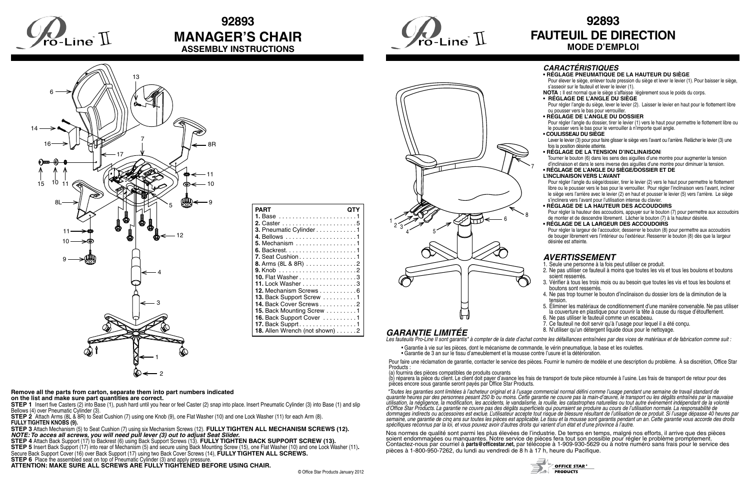# 92893
# MANAGER'S CHAIR
## ASSEMBLY INSTRUCTIONS

| PART | QTY |
|---|---|
| 1. Base | 1 |
| 2. Caster | 5 |
| 3. Pneumatic Cylinder | 1 |
| 4. Bellows | 1 |
| 5. Mechanism | 1 |
| 6. Backrest | 1 |
| 7. Seat Cushion | 1 |
| 8. Arms (8L & 8R) | 2 |
| 9. Knob | 2 |
| 10. Flat Washer | 3 |
| 11. Lock Washer | 3 |
| 12. Mechanism Screws | 6 |
| 13. Back Support Screw | 1 |
| 14. Back Cover Screws | 2 |
| 15. Back Mounting Screw | 1 |
| 16. Back Support Cover | 1 |
| 17. Back Suppprt | 1 |
| 18. Allen Wrench (not shown) | 2 |

**Remove all the parts from carton, separate them into part numbers indicated on the list and make sure part quantities are correct.**

**STEP 1** Insert five Casters (2) into Base (1), push hard until you hear or feel Caster (2) snap into place. Insert Pneumatic Cylinder (3) into Base (1) and slip Bellows (4) over Pneumatic Cylinder (3).

**STEP 2** Attach Arms (8L & 8R) to Seat Cushion (7) using one Knob (9), one Flat Washer (10) and one Lock Washer (11) for each Arm (8). **FULLY TIGHTEN KNOBS (9).**

**STEP 3** Attach Mechanism (5) to Seat Cushion (7) using six Mechanism Screws (12). **FULLY TIGHTEN ALL MECHANISM SCREWS (12).** ***NOTE: To acces all screws, you will need pull lever (3) out to adjust Seat Slider.***

**STEP 4** Attach Back Support (17) to Backrest (6) using Back Support Screws (13). **FULLY TIGHTEN BACK SUPPORT SCREW (13).**

**STEP 5** Insert Back Support (17) into rear of Mechanism (5) and secure using Back Mounting Screw (15), one Flat Washer (10) and one Lock Washer (11). Secure Back Support Cover (16) over Back Support (17) using two Back Cover Screws (14), **FULLY TIGHTEN ALL SCREWS.**

**STEP 6** Place the assembled seat on top of Pneumatic Cylinder (3) and apply pressure.

**ATTENTION: MAKE SURE ALL SCREWS ARE FULLY TIGHTENED BEFORE USING CHAIR.**

© Office Star Products January 2012

# 92893
# FAUTEUIL DE DIRECTION
## MODE D'EMPLOI

### *CARACTÉRISTIQUES*

- **RÉGLAGE PNEUMATIQUE DE LA HAUTEUR DU SIÈGE**
  Pour élever le siège, enlever toute pression du siège et lever le levier (1). Pour baisser le siège, s'asseoir sur le fauteuil et lever le levier (1).
  **NOTA :** Il est normal que le siège s'affaisse légèrement sous le poids du corps.
- **RÉGLAGE DE L'ANGLE DU SIÈGE**
  Pour régler l'angle du siège, lever le levier (2). Laisser le levier en haut pour le flottement libre ou pousser vers le bas pour verrouiller.
- **RÉGLAGE DE L'ANGLE DU DOSSIER**
  Pour régler l'angle du dossier, tirer le levier (1) vers le haut pour permettre le flottement libre ou le pousser vers le bas pour le verrouiller à n'importe quel angle.
- **COULISSEAU DU SIÈGE**
  Lever le levier (3) pour pour faire glisser le siège vers l'avant ou l'arrière. Relâcher le levier (3) une fois la position désirée atteinte.
- **RÉGLAGE DE LA TENSION D'INCLINAISON**
  Tourner le bouton (6) dans les sens des aiguilles d'une montre pour augmenter la tension d'inclinaison et dans le sens inverse des aiguilles d'une montre pour diminuer la tension.
- **RÉGLAGE DE L'ANGLE DU SIÈGE/DOSSIER ET DE L'INCLINAISON VERS L'AVANT**
  Pour régler l'angle du siège/dossier, tirer le levier (2) vers le haut pour permettre le flottement libre ou le pousser vers le bas pour le verrouiller. Pour régler l'inclinaison vers l'avant, incliner le siège vers l'arrière avec le levier (2) en haut et pousser le levier (5) vers l'arrière. Le siège s'inclinera vers l'avant pour l'utilisation intense du clavier.
- **RÉGLAGE DE LA HAUTEUR DES ACCOUDOIRS**
  Pour régler la hauteur des accoudoirs, appuyer sur le bouton (7) pour permettre aux accoudoirs de monter et de descendre librement. Lâcher le bouton (7) à la hauteur désirée.
- **RÉGLAGE DE LA LARGEUR DES ACCOUDOIRS**
  Pour régler la largeur de l'accoudoir, desserrer le bouton (8) pour permettre aux accoudoirs de bouger librement vers l'intérieur ou l'extérieur. Resserrer le bouton (8) dès que la largeur désirée est atteinte.

### *AVERTISSEMENT*

1. Seule une personne à la fois peut utiliser ce produit.
2. Ne pas utiliser ce fauteuil à moins que toutes les vis et tous les boulons et boutons soient resserrés.
3. Vérifier à tous les trois mois ou au besoin que toutes les vis et tous les boulons et boutons sont resserrés.
4. Ne pas trop tourner le bouton d'inclinaison du dossier lors de la diminution de la tension.
5. Éliminer les matériaux de conditionnement d'une manière convenable. Ne pas utiliser la couverture en plastique pour couvrir la tête à cause du risque d'étouffement.
6. Ne pas utiliser le fauteuil comme un escabeau.
7. Ce fauteuil ne doit servir qu'à l'usage pour lequel il a été conçu.
8. N'utiliser qu'un détergent liquide doux pour le nettoyage.

### *GARANTIE LIMITÉE*

*Les fauteuils Pro-Line II sont garantis\* à compter de la date d'achat contre les défaillances entraînées par des vices de matériaux et de fabrication comme suit :*

- Garantie à vie sur les pièces, dont le mécanisme de commande, le vérin pneumatique, la base et les roulettes.
- Garantie de 3 an sur le tissu d'ameublement et la mousse contre l'usure et la détérioration.

Pour faire une réclamation de garantie, contacter le service des pièces. Fournir le numéro de modèle et une description du problème. À sa discrétion, Office Star Products :
(a) fournira des pièces compatibles de produits courants
(b) réparera la pièce du client. Le client doit payer d'avance les frais de transport de toute pièce retournée à l'usine. Les frais de transport de retour pour des pièces encore sous garantie seront payés par Office Star Products.

*\*Toutes les garanties sont limitées à l'acheteur original et à l'usage commercial normal défini comme l'usage pendant une semaine de travail standard de quarante heures par des personnes pesant 250 lb ou moins. Cette garantie ne couvre pas la main-d'œuvre, le transport ou les dégâts entraînés par la mauvaise utilisation, la négligence, la modification, les accidents, le vandalisme, la rouille, les catastrophes naturelles ou tout autre événement indépendant de la volonté d'Office Star Products. La garantie ne couvre pas des dégâts superficiels qui pourraient se produire au cours de l'utilisation normale. La responsabilité de dommages indirects ou accessoires est exclue. L'utilisateur accepte tout risque de blessure résultant de l'utilisation de ce produit. Si l'usage dépasse 40 heures par semaine, une garantie de cinq ans sur toutes les pièces est applicable. Le tissu et la mousse sont garantis pendant un an. Cette garantie vous accorde des droits spécifiques reconnus par la loi, et vous pouvez avoir d'autres droits qui varient d'un état et d'une province à l'autre.*

Nos normes de qualité sont parmi les plus élevées de l'industrie. De temps en temps, malgré nos efforts, il arrive que des pièces soient endommagées ou manquantes. Notre service de pièces fera tout son possible pour régler le problème promptement. Contactez-nous par courriel à **parts@officestar.net,** par télécopie à 1-909-930-5629 ou à notre numéro sans frais pour le service des pièces à 1-800-950-7262, du lundi au vendredi de 8 h à 17 h, heure du Pacifique.